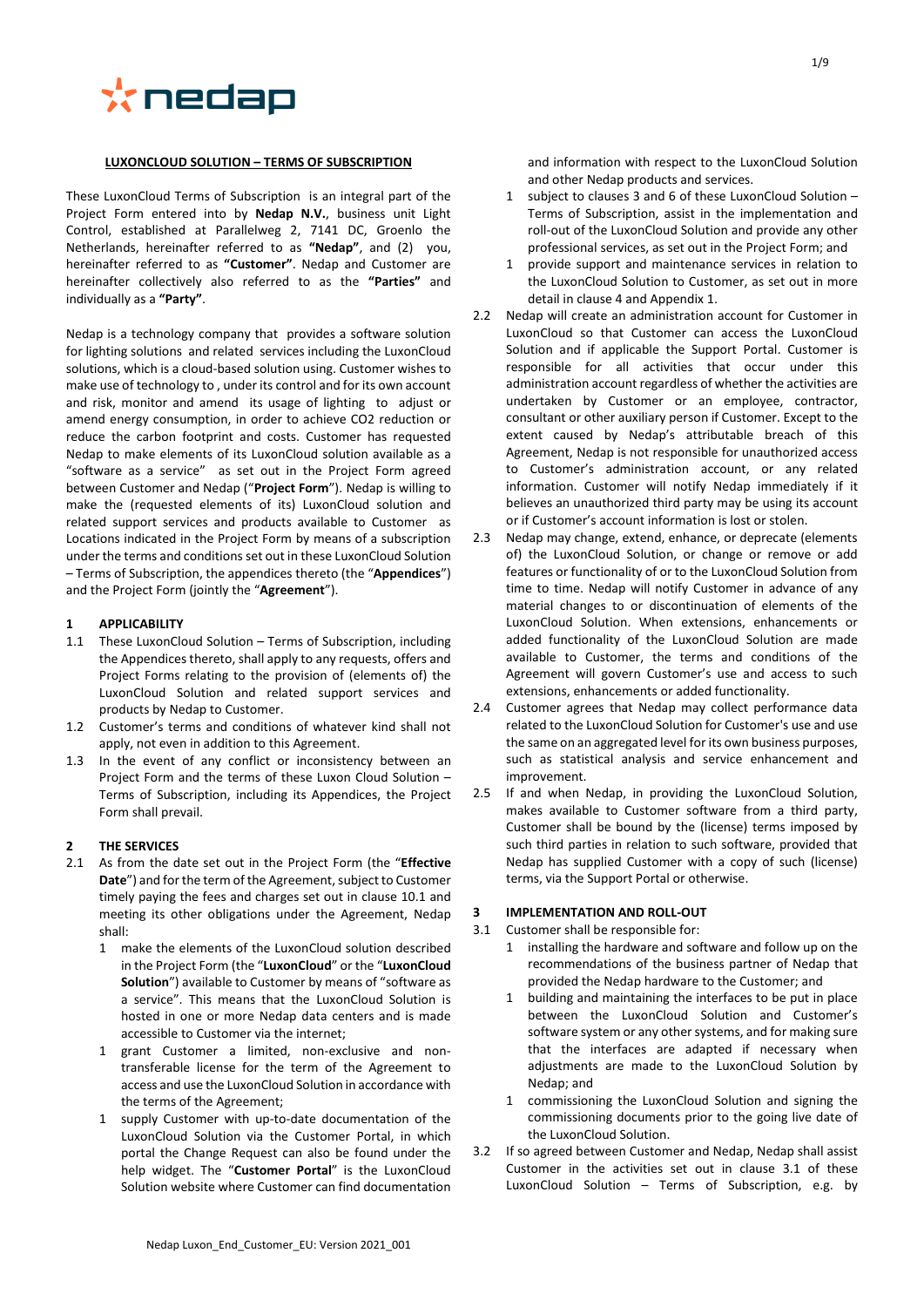**LUXONCLOUD SOLUTION – TERMS OF SUBSCRIPTION**

These LuxonCloud Terms of Subscription is an integral part of the Project Form entered into by **Nedap N.V.**, business unit Light Control, established at Parallelweg 2, 7141 DC, Groenlo the Netherlands, hereinafter referred to as **"Nedap"**, and (2) you, hereinafter referred to as **"Customer"**. Nedap and Customer are hereinafter collectively also referred to as the **"Parties"** and individually as a **"Party"**.

Nedap is a technology company that provides a software solution for lighting solutions and related services including the LuxonCloud solutions, which is a cloud-based solution using. Customer wishes to make use of technology to , under its control and for its own account and risk, monitor and amend its usage of lighting to adjust or amend energy consumption, in order to achieve CO2 reduction or reduce the carbon footprint and costs. Customer has requested Nedap to make elements of its LuxonCloud solution available as a "software as a service" as set out in the Project Form agreed between Customer and Nedap ("**Project Form**"). Nedap is willing to make the (requested elements of its) LuxonCloud solution and related support services and products available to Customer as Locations indicated in the Project Form by means of a subscription under the terms and conditions set out in these LuxonCloud Solution – Terms of Subscription, the appendices thereto (the "**Appendices**") and the Project Form (jointly the "**Agreement**").

## 1 APPLICABILITY

1.1 These LuxonCloud Solution – Terms of Subscription, including the Appendices thereto, shall apply to any requests, offers and Project Forms relating to the provision of (elements of) the LuxonCloud Solution and related support services and products by Nedap to Customer.

1.2 Customer's terms and conditions of whatever kind shall not apply, not even in addition to this Agreement.

1.3 In the event of any conflict or inconsistency between an Project Form and the terms of these Luxon Cloud Solution – Terms of Subscription, including its Appendices, the Project Form shall prevail.

## 2 THE SERVICES

2.1 As from the date set out in the Project Form (the "**Effective Date**") and for the term of the Agreement, subject to Customer timely paying the fees and charges set out in clause 10.1 and meeting its other obligations under the Agreement, Nedap shall:

1. make the elements of the LuxonCloud solution described in the Project Form (the "**LuxonCloud**" or the "**LuxonCloud Solution**") available to Customer by means of "software as a service". This means that the LuxonCloud Solution is hosted in one or more Nedap data centers and is made accessible to Customer via the internet;
1. grant Customer a limited, non-exclusive and non-transferable license for the term of the Agreement to access and use the LuxonCloud Solution in accordance with the terms of the Agreement;
1. supply Customer with up-to-date documentation of the LuxonCloud Solution via the Customer Portal, in which portal the Change Request can also be found under the help widget. The "**Customer Portal**" is the LuxonCloud Solution website where Customer can find documentation and information with respect to the LuxonCloud Solution and other Nedap products and services.
1. subject to clauses 3 and 6 of these LuxonCloud Solution – Terms of Subscription, assist in the implementation and roll-out of the LuxonCloud Solution and provide any other professional services, as set out in the Project Form; and
1. provide support and maintenance services in relation to the LuxonCloud Solution to Customer, as set out in more detail in clause 4 and Appendix 1.

2.2 Nedap will create an administration account for Customer in LuxonCloud so that Customer can access the LuxonCloud Solution and if applicable the Support Portal. Customer is responsible for all activities that occur under this administration account regardless of whether the activities are undertaken by Customer or an employee, contractor, consultant or other auxiliary person if Customer. Except to the extent caused by Nedap's attributable breach of this Agreement, Nedap is not responsible for unauthorized access to Customer's administration account, or any related information. Customer will notify Nedap immediately if it believes an unauthorized third party may be using its account or if Customer's account information is lost or stolen.

2.3 Nedap may change, extend, enhance, or deprecate (elements of) the LuxonCloud Solution, or change or remove or add features or functionality of or to the LuxonCloud Solution from time to time. Nedap will notify Customer in advance of any material changes to or discontinuation of elements of the LuxonCloud Solution. When extensions, enhancements or added functionality of the LuxonCloud Solution are made available to Customer, the terms and conditions of the Agreement will govern Customer's use and access to such extensions, enhancements or added functionality.

2.4 Customer agrees that Nedap may collect performance data related to the LuxonCloud Solution for Customer's use and use the same on an aggregated level for its own business purposes, such as statistical analysis and service enhancement and improvement.

2.5 If and when Nedap, in providing the LuxonCloud Solution, makes available to Customer software from a third party, Customer shall be bound by the (license) terms imposed by such third parties in relation to such software, provided that Nedap has supplied Customer with a copy of such (license) terms, via the Support Portal or otherwise.

## 3 IMPLEMENTATION AND ROLL-OUT

3.1 Customer shall be responsible for:

1. installing the hardware and software and follow up on the recommendations of the business partner of Nedap that provided the Nedap hardware to the Customer; and
1. building and maintaining the interfaces to be put in place between the LuxonCloud Solution and Customer's software system or any other systems, and for making sure that the interfaces are adapted if necessary when adjustments are made to the LuxonCloud Solution by Nedap; and
1. commissioning the LuxonCloud Solution and signing the commissioning documents prior to the going live date of the LuxonCloud Solution.

3.2 If so agreed between Customer and Nedap, Nedap shall assist Customer in the activities set out in clause 3.1 of these LuxonCloud Solution – Terms of Subscription, e.g. by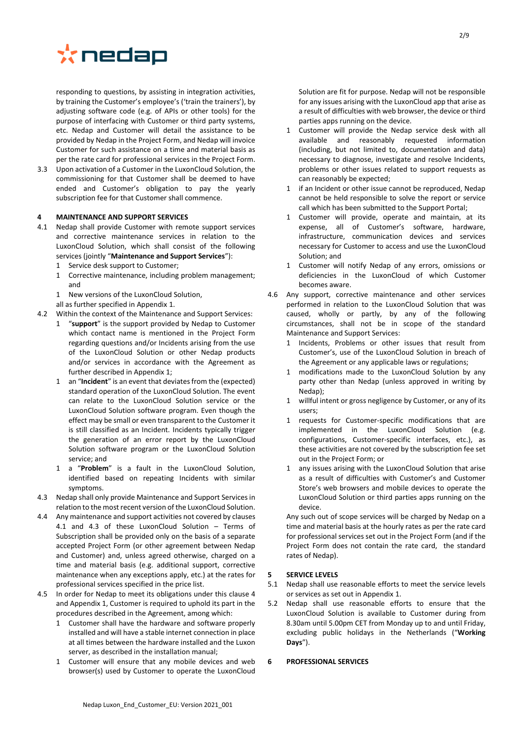responding to questions, by assisting in integration activities, by training the Customer's employee's ('train the trainers'), by adjusting software code (e.g. of APIs or other tools) for the purpose of interfacing with Customer or third party systems, etc. Nedap and Customer will detail the assistance to be provided by Nedap in the Project Form, and Nedap will invoice Customer for such assistance on a time and material basis as per the rate card for professional services in the Project Form.

3.3 Upon activation of a Customer in the LuxonCloud Solution, the commissioning for that Customer shall be deemed to have ended and Customer's obligation to pay the yearly subscription fee for that Customer shall commence.

## 4 MAINTENANCE AND SUPPORT SERVICES

4.1 Nedap shall provide Customer with remote support services and corrective maintenance services in relation to the LuxonCloud Solution, which shall consist of the following services (jointly "**Maintenance and Support Services**"):

1 Service desk support to Customer;

1 Corrective maintenance, including problem management; and

1 New versions of the LuxonCloud Solution,

all as further specified in Appendix 1.

4.2 Within the context of the Maintenance and Support Services:

1 "**support**" is the support provided by Nedap to Customer which contact name is mentioned in the Project Form regarding questions and/or Incidents arising from the use of the LuxonCloud Solution or other Nedap products and/or services in accordance with the Agreement as further described in Appendix 1;

1 an "**Incident**" is an event that deviates from the (expected) standard operation of the LuxonCloud Solution. The event can relate to the LuxonCloud Solution service or the LuxonCloud Solution software program. Even though the effect may be small or even transparent to the Customer it is still classified as an Incident. Incidents typically trigger the generation of an error report by the LuxonCloud Solution software program or the LuxonCloud Solution service; and

1 a "**Problem**" is a fault in the LuxonCloud Solution, identified based on repeating Incidents with similar symptoms.

4.3 Nedap shall only provide Maintenance and Support Services in relation to the most recent version of the LuxonCloud Solution.

4.4 Any maintenance and support activities not covered by clauses 4.1 and 4.3 of these LuxonCloud Solution – Terms of Subscription shall be provided only on the basis of a separate accepted Project Form (or other agreement between Nedap and Customer) and, unless agreed otherwise, on a time and material basis (e.g. additional support, corrective maintenance when any exceptions apply, etc.) at the rates for professional services specified in the price list.

4.5 In order for Nedap to meet its obligations under this clause 4 and Appendix 1, Customer is required to uphold its part in the procedures described in the Agreement, among which:

1 Customer shall have the hardware and software properly installed and will have a stable internet connection in place at all times between the hardware installed and the Luxon server, as described in the installation manual;

1 Customer will ensure that any mobile devices and web browser(s) used by Customer to operate the LuxonCloud Solution are fit for purpose. Nedap will not be responsible for any issues arising with the LuxonCloud app that arise as a result of difficulties with web browser, the device or third parties apps running on the device.

1 Customer will provide the Nedap service desk with all available and reasonably requested information (including, but not limited to, documentation and data) necessary to diagnose, investigate and resolve Incidents, problems or other issues related to support requests as can reasonably be expected;

1 if an Incident or other issue cannot be reproduced, Nedap cannot be held responsible to solve the report or service call which has been submitted to the Support Portal;

1 Customer will provide, operate and maintain, at its expense, all of Customer's software, hardware, infrastructure, communication devices and services necessary for Customer to access and use the LuxonCloud Solution; and

1 Customer will notify Nedap of any errors, omissions or deficiencies in the LuxonCloud of which Customer becomes aware.

4.6 Any support, corrective maintenance and other services performed in relation to the LuxonCloud Solution that was caused, wholly or partly, by any of the following circumstances, shall not be in scope of the standard Maintenance and Support Services:

1 Incidents, Problems or other issues that result from Customer's, use of the LuxonCloud Solution in breach of the Agreement or any applicable laws or regulations;

1 modifications made to the LuxonCloud Solution by any party other than Nedap (unless approved in writing by Nedap);

1 willful intent or gross negligence by Customer, or any of its users;

1 requests for Customer-specific modifications that are implemented in the LuxonCloud Solution (e.g. configurations, Customer-specific interfaces, etc.), as these activities are not covered by the subscription fee set out in the Project Form; or

1 any issues arising with the LuxonCloud Solution that arise as a result of difficulties with Customer's and Customer Store's web browsers and mobile devices to operate the LuxonCloud Solution or third parties apps running on the device.

Any such out of scope services will be charged by Nedap on a time and material basis at the hourly rates as per the rate card for professional services set out in the Project Form (and if the Project Form does not contain the rate card, the standard rates of Nedap).

## 5 SERVICE LEVELS

5.1 Nedap shall use reasonable efforts to meet the service levels or services as set out in Appendix 1.

5.2 Nedap shall use reasonable efforts to ensure that the LuxonCloud Solution is available to Customer during from 8.30am until 5.00pm CET from Monday up to and until Friday, excluding public holidays in the Netherlands ("**Working Days**").

## 6 PROFESSIONAL SERVICES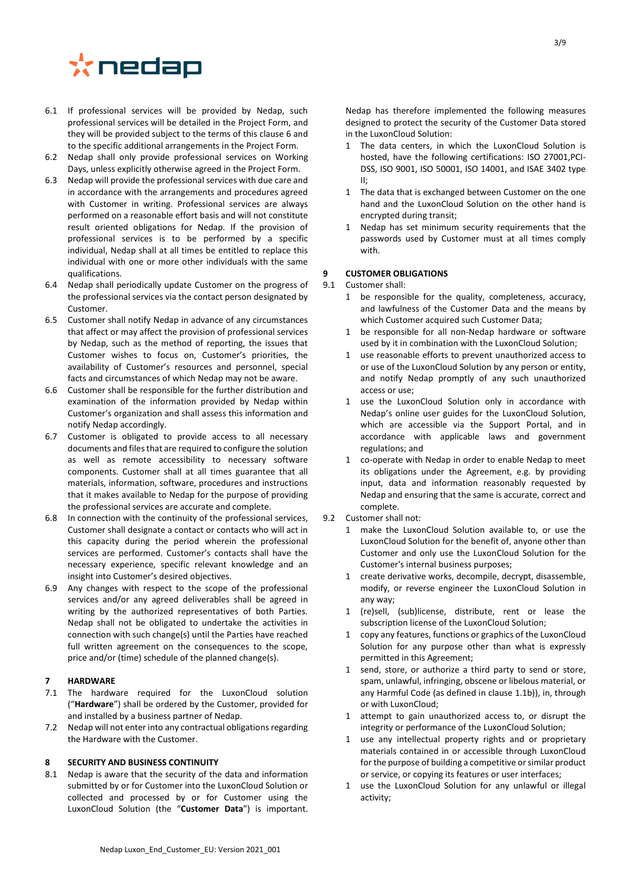6.1 If professional services will be provided by Nedap, such professional services will be detailed in the Project Form, and they will be provided subject to the terms of this clause 6 and to the specific additional arrangements in the Project Form.

6.2 Nedap shall only provide professional services on Working Days, unless explicitly otherwise agreed in the Project Form.

6.3 Nedap will provide the professional services with due care and in accordance with the arrangements and procedures agreed with Customer in writing. Professional services are always performed on a reasonable effort basis and will not constitute result oriented obligations for Nedap. If the provision of professional services is to be performed by a specific individual, Nedap shall at all times be entitled to replace this individual with one or more other individuals with the same qualifications.

6.4 Nedap shall periodically update Customer on the progress of the professional services via the contact person designated by Customer.

6.5 Customer shall notify Nedap in advance of any circumstances that affect or may affect the provision of professional services by Nedap, such as the method of reporting, the issues that Customer wishes to focus on, Customer's priorities, the availability of Customer's resources and personnel, special facts and circumstances of which Nedap may not be aware.

6.6 Customer shall be responsible for the further distribution and examination of the information provided by Nedap within Customer's organization and shall assess this information and notify Nedap accordingly.

6.7 Customer is obligated to provide access to all necessary documents and files that are required to configure the solution as well as remote accessibility to necessary software components. Customer shall at all times guarantee that all materials, information, software, procedures and instructions that it makes available to Nedap for the purpose of providing the professional services are accurate and complete.

6.8 In connection with the continuity of the professional services, Customer shall designate a contact or contacts who will act in this capacity during the period wherein the professional services are performed. Customer's contacts shall have the necessary experience, specific relevant knowledge and an insight into Customer's desired objectives.

6.9 Any changes with respect to the scope of the professional services and/or any agreed deliverables shall be agreed in writing by the authorized representatives of both Parties. Nedap shall not be obligated to undertake the activities in connection with such change(s) until the Parties have reached full written agreement on the consequences to the scope, price and/or (time) schedule of the planned change(s).

## 7 HARDWARE

7.1 The hardware required for the LuxonCloud solution ("**Hardware**") shall be ordered by the Customer, provided for and installed by a business partner of Nedap.

7.2 Nedap will not enter into any contractual obligations regarding the Hardware with the Customer.

## 8 SECURITY AND BUSINESS CONTINUITY

8.1 Nedap is aware that the security of the data and information submitted by or for Customer into the LuxonCloud Solution or collected and processed by or for Customer using the LuxonCloud Solution (the "**Customer Data**") is important. Nedap has therefore implemented the following measures designed to protect the security of the Customer Data stored in the LuxonCloud Solution:

1 The data centers, in which the LuxonCloud Solution is hosted, have the following certifications: ISO 27001,PCI-DSS, ISO 9001, ISO 50001, ISO 14001, and ISAE 3402 type II;

1 The data that is exchanged between Customer on the one hand and the LuxonCloud Solution on the other hand is encrypted during transit;

1 Nedap has set minimum security requirements that the passwords used by Customer must at all times comply with.

## 9 CUSTOMER OBLIGATIONS

9.1 Customer shall:

1 be responsible for the quality, completeness, accuracy, and lawfulness of the Customer Data and the means by which Customer acquired such Customer Data;

1 be responsible for all non-Nedap hardware or software used by it in combination with the LuxonCloud Solution;

1 use reasonable efforts to prevent unauthorized access to or use of the LuxonCloud Solution by any person or entity, and notify Nedap promptly of any such unauthorized access or use;

1 use the LuxonCloud Solution only in accordance with Nedap's online user guides for the LuxonCloud Solution, which are accessible via the Support Portal, and in accordance with applicable laws and government regulations; and

1 co-operate with Nedap in order to enable Nedap to meet its obligations under the Agreement, e.g. by providing input, data and information reasonably requested by Nedap and ensuring that the same is accurate, correct and complete.

9.2 Customer shall not:

1 make the LuxonCloud Solution available to, or use the LuxonCloud Solution for the benefit of, anyone other than Customer and only use the LuxonCloud Solution for the Customer's internal business purposes;

1 create derivative works, decompile, decrypt, disassemble, modify, or reverse engineer the LuxonCloud Solution in any way;

1 (re)sell, (sub)license, distribute, rent or lease the subscription license of the LuxonCloud Solution;

1 copy any features, functions or graphics of the LuxonCloud Solution for any purpose other than what is expressly permitted in this Agreement;

1 send, store, or authorize a third party to send or store, spam, unlawful, infringing, obscene or libelous material, or any Harmful Code (as defined in clause 1.1b)), in, through or with LuxonCloud;

1 attempt to gain unauthorized access to, or disrupt the integrity or performance of the LuxonCloud Solution;

1 use any intellectual property rights and or proprietary materials contained in or accessible through LuxonCloud for the purpose of building a competitive or similar product or service, or copying its features or user interfaces;

1 use the LuxonCloud Solution for any unlawful or illegal activity;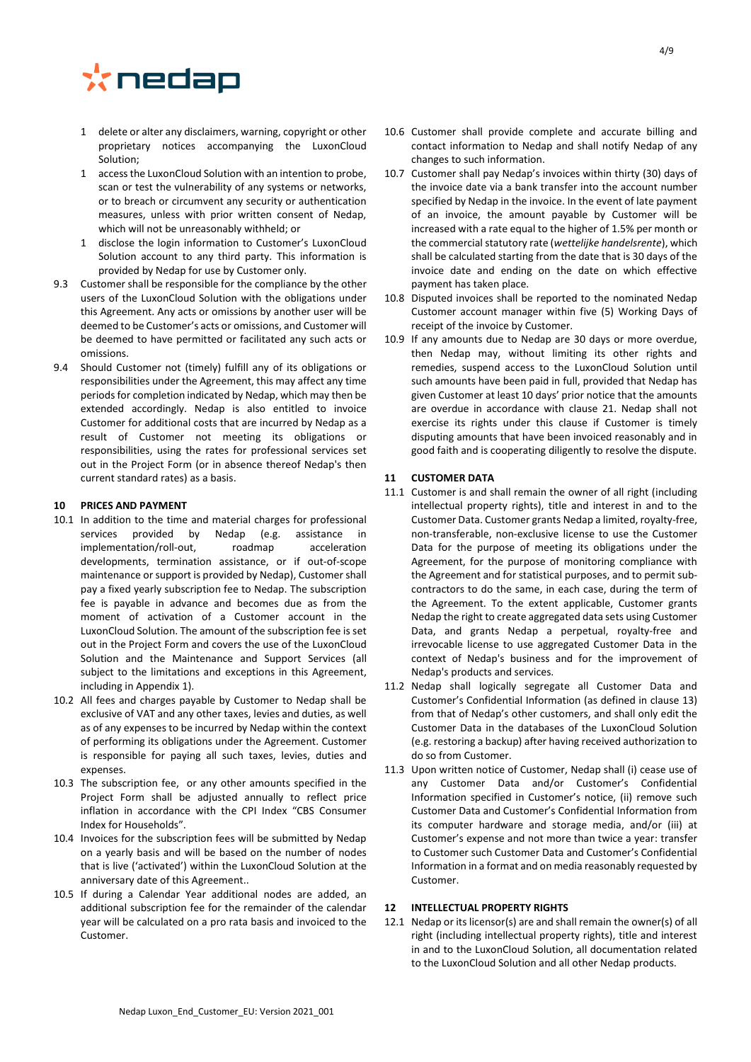1 delete or alter any disclaimers, warning, copyright or other proprietary notices accompanying the LuxonCloud Solution;

1 access the LuxonCloud Solution with an intention to probe, scan or test the vulnerability of any systems or networks, or to breach or circumvent any security or authentication measures, unless with prior written consent of Nedap, which will not be unreasonably withheld; or

1 disclose the login information to Customer's LuxonCloud Solution account to any third party. This information is provided by Nedap for use by Customer only.

9.3 Customer shall be responsible for the compliance by the other users of the LuxonCloud Solution with the obligations under this Agreement. Any acts or omissions by another user will be deemed to be Customer's acts or omissions, and Customer will be deemed to have permitted or facilitated any such acts or omissions.

9.4 Should Customer not (timely) fulfill any of its obligations or responsibilities under the Agreement, this may affect any time periods for completion indicated by Nedap, which may then be extended accordingly. Nedap is also entitled to invoice Customer for additional costs that are incurred by Nedap as a result of Customer not meeting its obligations or responsibilities, using the rates for professional services set out in the Project Form (or in absence thereof Nedap's then current standard rates) as a basis.

## 10 PRICES AND PAYMENT

10.1 In addition to the time and material charges for professional services provided by Nedap (e.g. assistance in implementation/roll-out, roadmap acceleration developments, termination assistance, or if out-of-scope maintenance or support is provided by Nedap), Customer shall pay a fixed yearly subscription fee to Nedap. The subscription fee is payable in advance and becomes due as from the moment of activation of a Customer account in the LuxonCloud Solution. The amount of the subscription fee is set out in the Project Form and covers the use of the LuxonCloud Solution and the Maintenance and Support Services (all subject to the limitations and exceptions in this Agreement, including in Appendix 1).

10.2 All fees and charges payable by Customer to Nedap shall be exclusive of VAT and any other taxes, levies and duties, as well as of any expenses to be incurred by Nedap within the context of performing its obligations under the Agreement. Customer is responsible for paying all such taxes, levies, duties and expenses.

10.3 The subscription fee, or any other amounts specified in the Project Form shall be adjusted annually to reflect price inflation in accordance with the CPI Index "CBS Consumer Index for Households".

10.4 Invoices for the subscription fees will be submitted by Nedap on a yearly basis and will be based on the number of nodes that is live ('activated') within the LuxonCloud Solution at the anniversary date of this Agreement..

10.5 If during a Calendar Year additional nodes are added, an additional subscription fee for the remainder of the calendar year will be calculated on a pro rata basis and invoiced to the Customer.

10.6 Customer shall provide complete and accurate billing and contact information to Nedap and shall notify Nedap of any changes to such information.

10.7 Customer shall pay Nedap's invoices within thirty (30) days of the invoice date via a bank transfer into the account number specified by Nedap in the invoice. In the event of late payment of an invoice, the amount payable by Customer will be increased with a rate equal to the higher of 1.5% per month or the commercial statutory rate (*wettelijke handelsrente*), which shall be calculated starting from the date that is 30 days of the invoice date and ending on the date on which effective payment has taken place.

10.8 Disputed invoices shall be reported to the nominated Nedap Customer account manager within five (5) Working Days of receipt of the invoice by Customer.

10.9 If any amounts due to Nedap are 30 days or more overdue, then Nedap may, without limiting its other rights and remedies, suspend access to the LuxonCloud Solution until such amounts have been paid in full, provided that Nedap has given Customer at least 10 days' prior notice that the amounts are overdue in accordance with clause 21. Nedap shall not exercise its rights under this clause if Customer is timely disputing amounts that have been invoiced reasonably and in good faith and is cooperating diligently to resolve the dispute.

## 11 CUSTOMER DATA

11.1 Customer is and shall remain the owner of all right (including intellectual property rights), title and interest in and to the Customer Data. Customer grants Nedap a limited, royalty-free, non-transferable, non-exclusive license to use the Customer Data for the purpose of meeting its obligations under the Agreement, for the purpose of monitoring compliance with the Agreement and for statistical purposes, and to permit sub-contractors to do the same, in each case, during the term of the Agreement. To the extent applicable, Customer grants Nedap the right to create aggregated data sets using Customer Data, and grants Nedap a perpetual, royalty-free and irrevocable license to use aggregated Customer Data in the context of Nedap's business and for the improvement of Nedap's products and services.

11.2 Nedap shall logically segregate all Customer Data and Customer's Confidential Information (as defined in clause 13) from that of Nedap's other customers, and shall only edit the Customer Data in the databases of the LuxonCloud Solution (e.g. restoring a backup) after having received authorization to do so from Customer.

11.3 Upon written notice of Customer, Nedap shall (i) cease use of any Customer Data and/or Customer's Confidential Information specified in Customer's notice, (ii) remove such Customer Data and Customer's Confidential Information from its computer hardware and storage media, and/or (iii) at Customer's expense and not more than twice a year: transfer to Customer such Customer Data and Customer's Confidential Information in a format and on media reasonably requested by Customer.

## 12 INTELLECTUAL PROPERTY RIGHTS

12.1 Nedap or its licensor(s) are and shall remain the owner(s) of all right (including intellectual property rights), title and interest in and to the LuxonCloud Solution, all documentation related to the LuxonCloud Solution and all other Nedap products.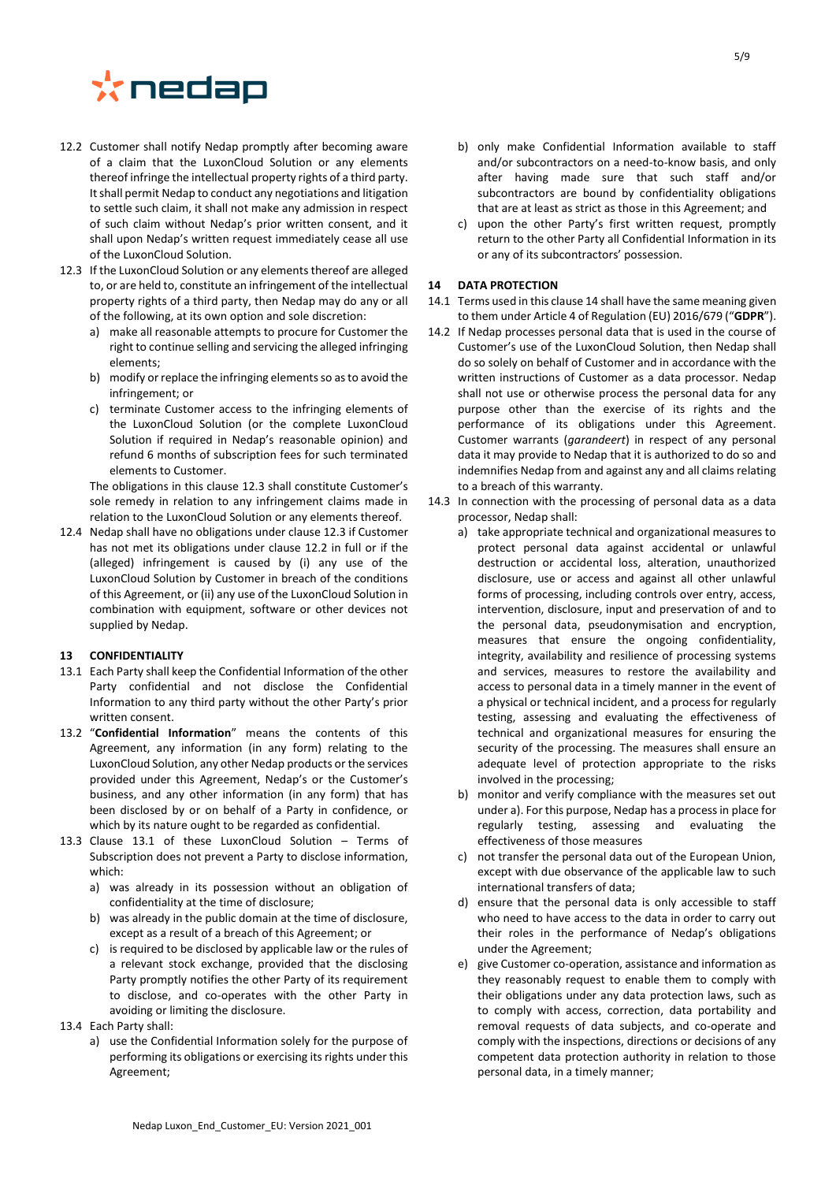12.2 Customer shall notify Nedap promptly after becoming aware of a claim that the LuxonCloud Solution or any elements thereof infringe the intellectual property rights of a third party. It shall permit Nedap to conduct any negotiations and litigation to settle such claim, it shall not make any admission in respect of such claim without Nedap's prior written consent, and it shall upon Nedap's written request immediately cease all use of the LuxonCloud Solution.

12.3 If the LuxonCloud Solution or any elements thereof are alleged to, or are held to, constitute an infringement of the intellectual property rights of a third party, then Nedap may do any or all of the following, at its own option and sole discretion:

a) make all reasonable attempts to procure for Customer the right to continue selling and servicing the alleged infringing elements;
b) modify or replace the infringing elements so as to avoid the infringement; or
c) terminate Customer access to the infringing elements of the LuxonCloud Solution (or the complete LuxonCloud Solution if required in Nedap's reasonable opinion) and refund 6 months of subscription fees for such terminated elements to Customer.

The obligations in this clause 12.3 shall constitute Customer's sole remedy in relation to any infringement claims made in relation to the LuxonCloud Solution or any elements thereof.

12.4 Nedap shall have no obligations under clause 12.3 if Customer has not met its obligations under clause 12.2 in full or if the (alleged) infringement is caused by (i) any use of the LuxonCloud Solution by Customer in breach of the conditions of this Agreement, or (ii) any use of the LuxonCloud Solution in combination with equipment, software or other devices not supplied by Nedap.

## 13 CONFIDENTIALITY

13.1 Each Party shall keep the Confidential Information of the other Party confidential and not disclose the Confidential Information to any third party without the other Party's prior written consent.

13.2 "**Confidential Information**" means the contents of this Agreement, any information (in any form) relating to the LuxonCloud Solution, any other Nedap products or the services provided under this Agreement, Nedap's or the Customer's business, and any other information (in any form) that has been disclosed by or on behalf of a Party in confidence, or which by its nature ought to be regarded as confidential.

13.3 Clause 13.1 of these LuxonCloud Solution – Terms of Subscription does not prevent a Party to disclose information, which:

a) was already in its possession without an obligation of confidentiality at the time of disclosure;
b) was already in the public domain at the time of disclosure, except as a result of a breach of this Agreement; or
c) is required to be disclosed by applicable law or the rules of a relevant stock exchange, provided that the disclosing Party promptly notifies the other Party of its requirement to disclose, and co-operates with the other Party in avoiding or limiting the disclosure.

13.4 Each Party shall:

a) use the Confidential Information solely for the purpose of performing its obligations or exercising its rights under this Agreement;
b) only make Confidential Information available to staff and/or subcontractors on a need-to-know basis, and only after having made sure that such staff and/or subcontractors are bound by confidentiality obligations that are at least as strict as those in this Agreement; and
c) upon the other Party's first written request, promptly return to the other Party all Confidential Information in its or any of its subcontractors' possession.

## 14 DATA PROTECTION

14.1 Terms used in this clause 14 shall have the same meaning given to them under Article 4 of Regulation (EU) 2016/679 ("**GDPR**").

14.2 If Nedap processes personal data that is used in the course of Customer's use of the LuxonCloud Solution, then Nedap shall do so solely on behalf of Customer and in accordance with the written instructions of Customer as a data processor. Nedap shall not use or otherwise process the personal data for any purpose other than the exercise of its rights and the performance of its obligations under this Agreement. Customer warrants (*garandeert*) in respect of any personal data it may provide to Nedap that it is authorized to do so and indemnifies Nedap from and against any and all claims relating to a breach of this warranty.

14.3 In connection with the processing of personal data as a data processor, Nedap shall:

a) take appropriate technical and organizational measures to protect personal data against accidental or unlawful destruction or accidental loss, alteration, unauthorized disclosure, use or access and against all other unlawful forms of processing, including controls over entry, access, intervention, disclosure, input and preservation of and to the personal data, pseudonymisation and encryption, measures that ensure the ongoing confidentiality, integrity, availability and resilience of processing systems and services, measures to restore the availability and access to personal data in a timely manner in the event of a physical or technical incident, and a process for regularly testing, assessing and evaluating the effectiveness of technical and organizational measures for ensuring the security of the processing. The measures shall ensure an adequate level of protection appropriate to the risks involved in the processing;
b) monitor and verify compliance with the measures set out under a). For this purpose, Nedap has a process in place for regularly testing, assessing and evaluating the effectiveness of those measures
c) not transfer the personal data out of the European Union, except with due observance of the applicable law to such international transfers of data;
d) ensure that the personal data is only accessible to staff who need to have access to the data in order to carry out their roles in the performance of Nedap's obligations under the Agreement;
e) give Customer co-operation, assistance and information as they reasonably request to enable them to comply with their obligations under any data protection laws, such as to comply with access, correction, data portability and removal requests of data subjects, and co-operate and comply with the inspections, directions or decisions of any competent data protection authority in relation to those personal data, in a timely manner;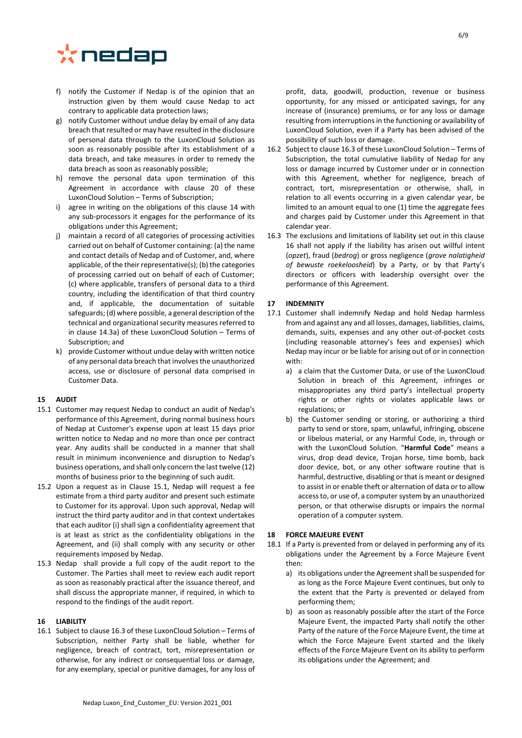f) notify the Customer if Nedap is of the opinion that an instruction given by them would cause Nedap to act contrary to applicable data protection laws;
g) notify Customer without undue delay by email of any data breach that resulted or may have resulted in the disclosure of personal data through to the LuxonCloud Solution as soon as reasonably possible after its establishment of a data breach, and take measures in order to remedy the data breach as soon as reasonably possible;
h) remove the personal data upon termination of this Agreement in accordance with clause 20 of these LuxonCloud Solution – Terms of Subscription;
i) agree in writing on the obligations of this clause 14 with any sub-processors it engages for the performance of its obligations under this Agreement;
j) maintain a record of all categories of processing activities carried out on behalf of Customer containing: (a) the name and contact details of Nedap and of Customer, and, where applicable, of the their representative(s); (b) the categories of processing carried out on behalf of each of Customer; (c) where applicable, transfers of personal data to a third country, including the identification of that third country and, if applicable, the documentation of suitable safeguards; (d) where possible, a general description of the technical and organizational security measures referred to in clause 14.3a) of these LuxonCloud Solution – Terms of Subscription; and
k) provide Customer without undue delay with written notice of any personal data breach that involves the unauthorized access, use or disclosure of personal data comprised in Customer Data.

## 15 AUDIT

15.1 Customer may request Nedap to conduct an audit of Nedap's performance of this Agreement, during normal business hours of Nedap at Customer's expense upon at least 15 days prior written notice to Nedap and no more than once per contract year. Any audits shall be conducted in a manner that shall result in minimum inconvenience and disruption to Nedap's business operations, and shall only concern the last twelve (12) months of business prior to the beginning of such audit.

15.2 Upon a request as in Clause 15.1, Nedap will request a fee estimate from a third party auditor and present such estimate to Customer for its approval. Upon such approval, Nedap will instruct the third party auditor and in that context undertakes that each auditor (i) shall sign a confidentiality agreement that is at least as strict as the confidentiality obligations in the Agreement, and (ii) shall comply with any security or other requirements imposed by Nedap.

15.3 Nedap shall provide a full copy of the audit report to the Customer. The Parties shall meet to review each audit report as soon as reasonably practical after the issuance thereof, and shall discuss the appropriate manner, if required, in which to respond to the findings of the audit report.

## 16 LIABILITY

16.1 Subject to clause 16.3 of these LuxonCloud Solution – Terms of Subscription, neither Party shall be liable, whether for negligence, breach of contract, tort, misrepresentation or otherwise, for any indirect or consequential loss or damage, for any exemplary, special or punitive damages, for any loss of profit, data, goodwill, production, revenue or business opportunity, for any missed or anticipated savings, for any increase of (insurance) premiums, or for any loss or damage resulting from interruptions in the functioning or availability of LuxonCloud Solution, even if a Party has been advised of the possibility of such loss or damage.

16.2 Subject to clause 16.3 of these LuxonCloud Solution – Terms of Subscription, the total cumulative liability of Nedap for any loss or damage incurred by Customer under or in connection with this Agreement, whether for negligence, breach of contract, tort, misrepresentation or otherwise, shall, in relation to all events occurring in a given calendar year, be limited to an amount equal to one (1) time the aggregate fees and charges paid by Customer under this Agreement in that calendar year.

16.3 The exclusions and limitations of liability set out in this clause 16 shall not apply if the liability has arisen out willful intent (*opzet*), fraud (*bedrog*) or gross negligence (*grove nalatigheid of bewuste roekeloosheid*) by a Party, or by that Party's directors or officers with leadership oversight over the performance of this Agreement.

## 17 INDEMNITY

17.1 Customer shall indemnify Nedap and hold Nedap harmless from and against any and all losses, damages, liabilities, claims, demands, suits, expenses and any other out-of-pocket costs (including reasonable attorney's fees and expenses) which Nedap may incur or be liable for arising out of or in connection with:
a) a claim that the Customer Data, or use of the LuxonCloud Solution in breach of this Agreement, infringes or misappropriates any third party's intellectual property rights or other rights or violates applicable laws or regulations; or
b) the Customer sending or storing, or authorizing a third party to send or store, spam, unlawful, infringing, obscene or libelous material, or any Harmful Code, in, through or with the LuxonCloud Solution. "**Harmful Code**" means a virus, drop dead device, Trojan horse, time bomb, back door device, bot, or any other software routine that is harmful, destructive, disabling or that is meant or designed to assist in or enable theft or alternation of data or to allow access to, or use of, a computer system by an unauthorized person, or that otherwise disrupts or impairs the normal operation of a computer system.

## 18 FORCE MAJEURE EVENT

18.1 If a Party is prevented from or delayed in performing any of its obligations under the Agreement by a Force Majeure Event then:
a) its obligations under the Agreement shall be suspended for as long as the Force Majeure Event continues, but only to the extent that the Party is prevented or delayed from performing them;
b) as soon as reasonably possible after the start of the Force Majeure Event, the impacted Party shall notify the other Party of the nature of the Force Majeure Event, the time at which the Force Majeure Event started and the likely effects of the Force Majeure Event on its ability to perform its obligations under the Agreement; and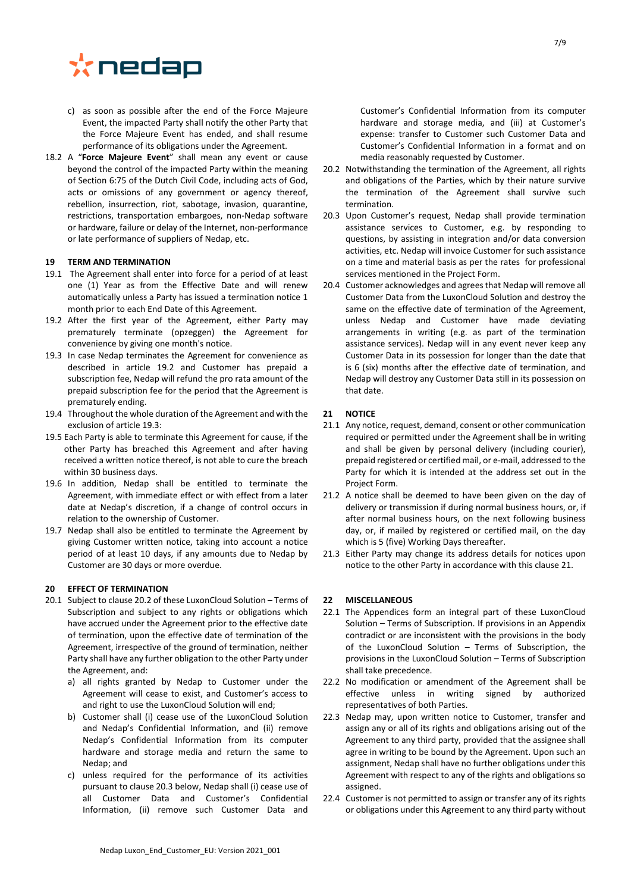c) as soon as possible after the end of the Force Majeure Event, the impacted Party shall notify the other Party that the Force Majeure Event has ended, and shall resume performance of its obligations under the Agreement.

18.2 A "**Force Majeure Event**" shall mean any event or cause beyond the control of the impacted Party within the meaning of Section 6:75 of the Dutch Civil Code, including acts of God, acts or omissions of any government or agency thereof, rebellion, insurrection, riot, sabotage, invasion, quarantine, restrictions, transportation embargoes, non-Nedap software or hardware, failure or delay of the Internet, non-performance or late performance of suppliers of Nedap, etc.

## 19 TERM AND TERMINATION

19.1 The Agreement shall enter into force for a period of at least one (1) Year as from the Effective Date and will renew automatically unless a Party has issued a termination notice 1 month prior to each End Date of this Agreement.

19.2 After the first year of the Agreement, either Party may prematurely terminate (opzeggen) the Agreement for convenience by giving one month's notice.

19.3 In case Nedap terminates the Agreement for convenience as described in article 19.2 and Customer has prepaid a subscription fee, Nedap will refund the pro rata amount of the prepaid subscription fee for the period that the Agreement is prematurely ending.

19.4 Throughout the whole duration of the Agreement and with the exclusion of article 19.3:

19.5 Each Party is able to terminate this Agreement for cause, if the other Party has breached this Agreement and after having received a written notice thereof, is not able to cure the breach within 30 business days.

19.6 In addition, Nedap shall be entitled to terminate the Agreement, with immediate effect or with effect from a later date at Nedap's discretion, if a change of control occurs in relation to the ownership of Customer.

19.7 Nedap shall also be entitled to terminate the Agreement by giving Customer written notice, taking into account a notice period of at least 10 days, if any amounts due to Nedap by Customer are 30 days or more overdue.

## 20 EFFECT OF TERMINATION

20.1 Subject to clause 20.2 of these LuxonCloud Solution – Terms of Subscription and subject to any rights or obligations which have accrued under the Agreement prior to the effective date of termination, upon the effective date of termination of the Agreement, irrespective of the ground of termination, neither Party shall have any further obligation to the other Party under the Agreement, and:

a) all rights granted by Nedap to Customer under the Agreement will cease to exist, and Customer's access to and right to use the LuxonCloud Solution will end;

b) Customer shall (i) cease use of the LuxonCloud Solution and Nedap's Confidential Information, and (ii) remove Nedap's Confidential Information from its computer hardware and storage media and return the same to Nedap; and

c) unless required for the performance of its activities pursuant to clause 20.3 below, Nedap shall (i) cease use of all Customer Data and Customer's Confidential Information, (ii) remove such Customer Data and Customer's Confidential Information from its computer hardware and storage media, and (iii) at Customer's expense: transfer to Customer such Customer Data and Customer's Confidential Information in a format and on media reasonably requested by Customer.

20.2 Notwithstanding the termination of the Agreement, all rights and obligations of the Parties, which by their nature survive the termination of the Agreement shall survive such termination.

20.3 Upon Customer's request, Nedap shall provide termination assistance services to Customer, e.g. by responding to questions, by assisting in integration and/or data conversion activities, etc. Nedap will invoice Customer for such assistance on a time and material basis as per the rates for professional services mentioned in the Project Form.

20.4 Customer acknowledges and agrees that Nedap will remove all Customer Data from the LuxonCloud Solution and destroy the same on the effective date of termination of the Agreement, unless Nedap and Customer have made deviating arrangements in writing (e.g. as part of the termination assistance services). Nedap will in any event never keep any Customer Data in its possession for longer than the date that is 6 (six) months after the effective date of termination, and Nedap will destroy any Customer Data still in its possession on that date.

## 21 NOTICE

21.1 Any notice, request, demand, consent or other communication required or permitted under the Agreement shall be in writing and shall be given by personal delivery (including courier), prepaid registered or certified mail, or e-mail, addressed to the Party for which it is intended at the address set out in the Project Form.

21.2 A notice shall be deemed to have been given on the day of delivery or transmission if during normal business hours, or, if after normal business hours, on the next following business day, or, if mailed by registered or certified mail, on the day which is 5 (five) Working Days thereafter.

21.3 Either Party may change its address details for notices upon notice to the other Party in accordance with this clause 21.

## 22 MISCELLANEOUS

22.1 The Appendices form an integral part of these LuxonCloud Solution – Terms of Subscription. If provisions in an Appendix contradict or are inconsistent with the provisions in the body of the LuxonCloud Solution – Terms of Subscription, the provisions in the LuxonCloud Solution – Terms of Subscription shall take precedence.

22.2 No modification or amendment of the Agreement shall be effective unless in writing signed by authorized representatives of both Parties.

22.3 Nedap may, upon written notice to Customer, transfer and assign any or all of its rights and obligations arising out of the Agreement to any third party, provided that the assignee shall agree in writing to be bound by the Agreement. Upon such an assignment, Nedap shall have no further obligations under this Agreement with respect to any of the rights and obligations so assigned.

22.4 Customer is not permitted to assign or transfer any of its rights or obligations under this Agreement to any third party without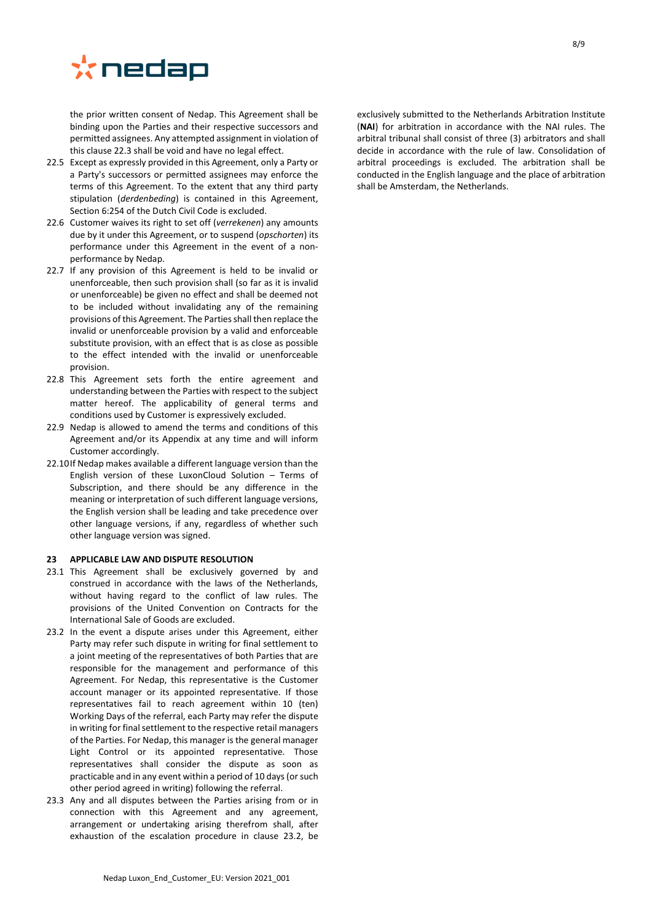the prior written consent of Nedap. This Agreement shall be binding upon the Parties and their respective successors and permitted assignees. Any attempted assignment in violation of this clause 22.3 shall be void and have no legal effect.

22.5 Except as expressly provided in this Agreement, only a Party or a Party's successors or permitted assignees may enforce the terms of this Agreement. To the extent that any third party stipulation (*derdenbeding*) is contained in this Agreement, Section 6:254 of the Dutch Civil Code is excluded.

22.6 Customer waives its right to set off (*verrekenen*) any amounts due by it under this Agreement, or to suspend (*opschorten*) its performance under this Agreement in the event of a non-performance by Nedap.

22.7 If any provision of this Agreement is held to be invalid or unenforceable, then such provision shall (so far as it is invalid or unenforceable) be given no effect and shall be deemed not to be included without invalidating any of the remaining provisions of this Agreement. The Parties shall then replace the invalid or unenforceable provision by a valid and enforceable substitute provision, with an effect that is as close as possible to the effect intended with the invalid or unenforceable provision.

22.8 This Agreement sets forth the entire agreement and understanding between the Parties with respect to the subject matter hereof. The applicability of general terms and conditions used by Customer is expressively excluded.

22.9 Nedap is allowed to amend the terms and conditions of this Agreement and/or its Appendix at any time and will inform Customer accordingly.

22.10 If Nedap makes available a different language version than the English version of these LuxonCloud Solution – Terms of Subscription, and there should be any difference in the meaning or interpretation of such different language versions, the English version shall be leading and take precedence over other language versions, if any, regardless of whether such other language version was signed.

## 23 APPLICABLE LAW AND DISPUTE RESOLUTION

23.1 This Agreement shall be exclusively governed by and construed in accordance with the laws of the Netherlands, without having regard to the conflict of law rules. The provisions of the United Convention on Contracts for the International Sale of Goods are excluded.

23.2 In the event a dispute arises under this Agreement, either Party may refer such dispute in writing for final settlement to a joint meeting of the representatives of both Parties that are responsible for the management and performance of this Agreement. For Nedap, this representative is the Customer account manager or its appointed representative. If those representatives fail to reach agreement within 10 (ten) Working Days of the referral, each Party may refer the dispute in writing for final settlement to the respective retail managers of the Parties. For Nedap, this manager is the general manager Light Control or its appointed representative. Those representatives shall consider the dispute as soon as practicable and in any event within a period of 10 days (or such other period agreed in writing) following the referral.

23.3 Any and all disputes between the Parties arising from or in connection with this Agreement and any agreement, arrangement or undertaking arising therefrom shall, after exhaustion of the escalation procedure in clause 23.2, be exclusively submitted to the Netherlands Arbitration Institute (**NAI**) for arbitration in accordance with the NAI rules. The arbitral tribunal shall consist of three (3) arbitrators and shall decide in accordance with the rule of law. Consolidation of arbitral proceedings is excluded. The arbitration shall be conducted in the English language and the place of arbitration shall be Amsterdam, the Netherlands.

Nedap Luxon_End_Customer_EU: Version 2021_001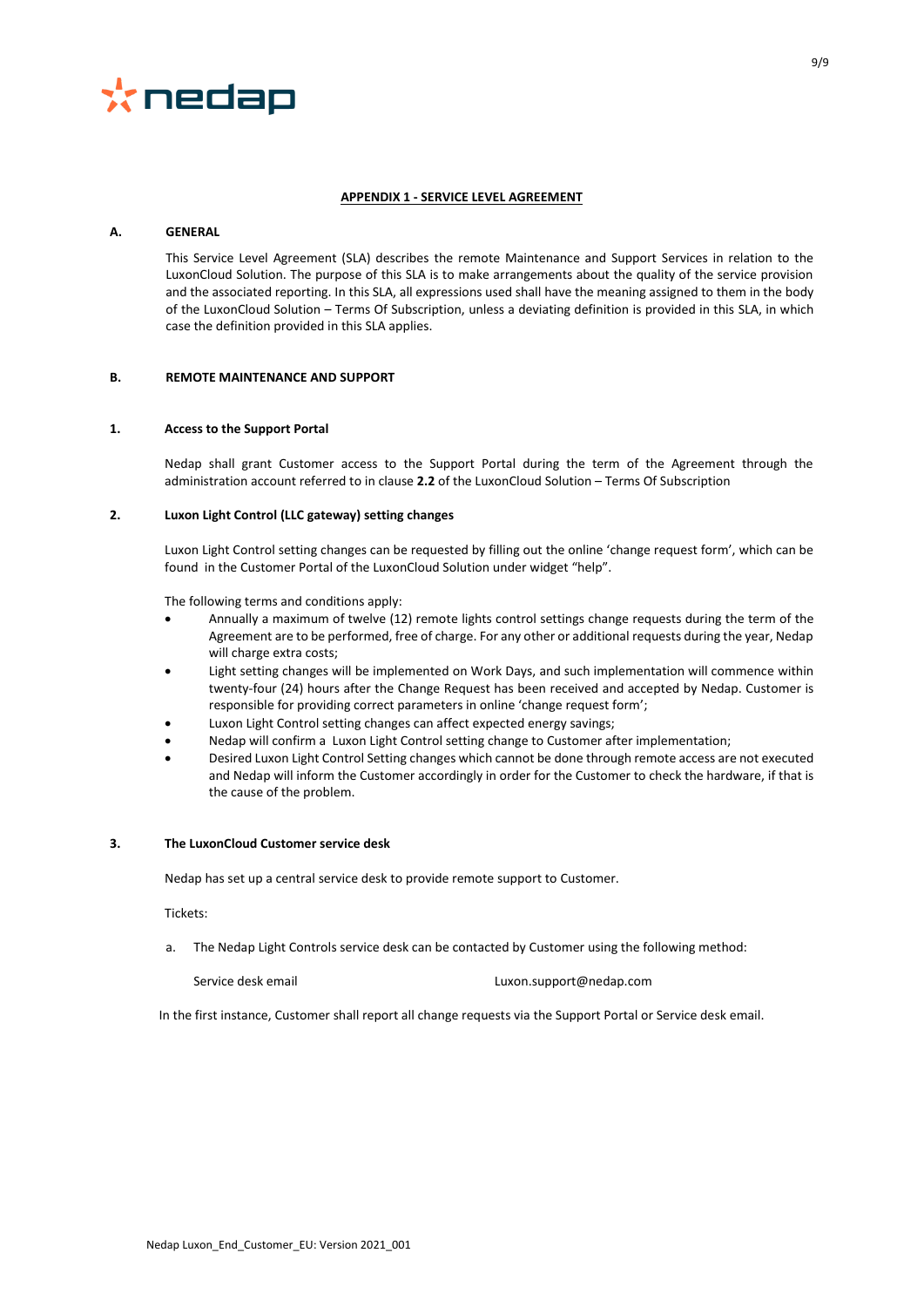## APPENDIX 1 - SERVICE LEVEL AGREEMENT

### A. GENERAL

This Service Level Agreement (SLA) describes the remote Maintenance and Support Services in relation to the LuxonCloud Solution. The purpose of this SLA is to make arrangements about the quality of the service provision and the associated reporting. In this SLA, all expressions used shall have the meaning assigned to them in the body of the LuxonCloud Solution – Terms Of Subscription, unless a deviating definition is provided in this SLA, in which case the definition provided in this SLA applies.

### B. REMOTE MAINTENANCE AND SUPPORT

#### 1. Access to the Support Portal

Nedap shall grant Customer access to the Support Portal during the term of the Agreement through the administration account referred to in clause **2.2** of the LuxonCloud Solution – Terms Of Subscription

#### 2. Luxon Light Control (LLC gateway) setting changes

Luxon Light Control setting changes can be requested by filling out the online 'change request form', which can be found in the Customer Portal of the LuxonCloud Solution under widget "help".

The following terms and conditions apply:

- Annually a maximum of twelve (12) remote lights control settings change requests during the term of the Agreement are to be performed, free of charge. For any other or additional requests during the year, Nedap will charge extra costs;
- Light setting changes will be implemented on Work Days, and such implementation will commence within twenty-four (24) hours after the Change Request has been received and accepted by Nedap. Customer is responsible for providing correct parameters in online 'change request form';
- Luxon Light Control setting changes can affect expected energy savings;
- Nedap will confirm a Luxon Light Control setting change to Customer after implementation;
- Desired Luxon Light Control Setting changes which cannot be done through remote access are not executed and Nedap will inform the Customer accordingly in order for the Customer to check the hardware, if that is the cause of the problem.

#### 3. The LuxonCloud Customer service desk

Nedap has set up a central service desk to provide remote support to Customer.

Tickets:

a. The Nedap Light Controls service desk can be contacted by Customer using the following method:

| | |
|---|---|
| Service desk email | Luxon.support@nedap.com |

In the first instance, Customer shall report all change requests via the Support Portal or Service desk email.